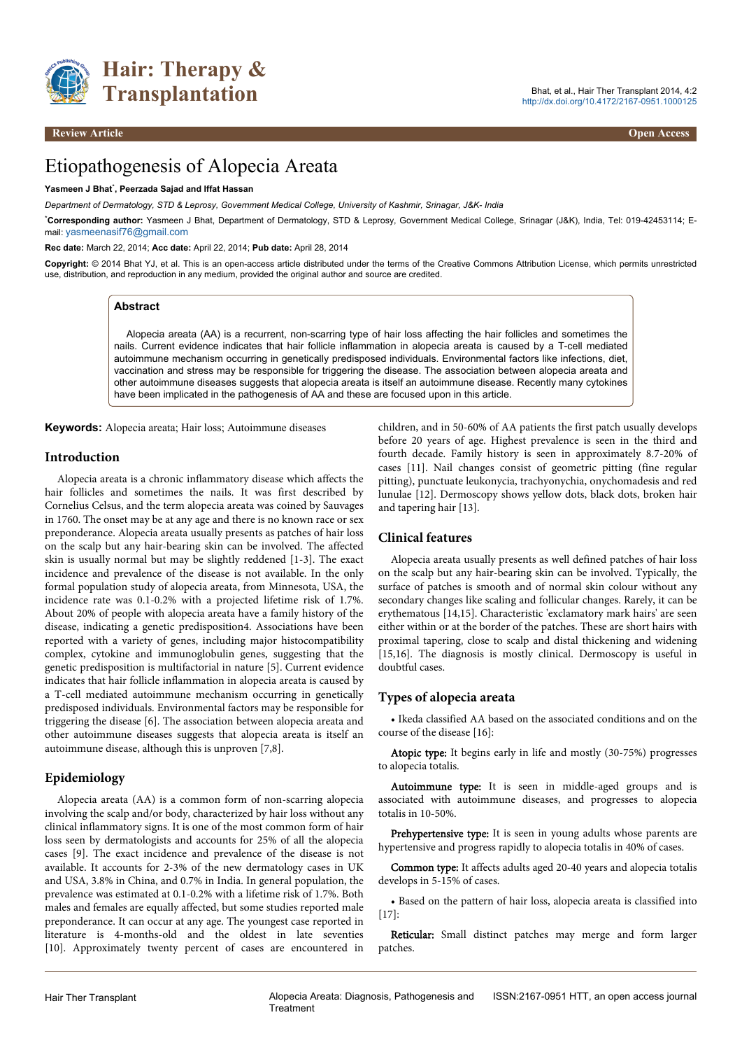Review Article

Open Access

# Etiopathogenesis of Alopecia Areata

**Yasmeen J Bhat*, Peerzada Sajad and Iffat Hassan**

*Department of Dermatology, STD & Leprosy, Government Medical College, University of Kashmir, Srinagar, J&K- India*

***Corresponding author:** Yasmeen J Bhat, Department of Dermatology, STD & Leprosy, Government Medical College, Srinagar (J&K), India, Tel: 019-42453114; E-mail: yasmeenasif76@gmail.com

**Rec date:** March 22, 2014; **Acc date:** April 22, 2014; **Pub date:** April 28, 2014

**Copyright:** © 2014 Bhat YJ, et al. This is an open-access article distributed under the terms of the Creative Commons Attribution License, which permits unrestricted use, distribution, and reproduction in any medium, provided the original author and source are credited.

## Abstract

Alopecia areata (AA) is a recurrent, non-scarring type of hair loss affecting the hair follicles and sometimes the nails. Current evidence indicates that hair follicle inflammation in alopecia areata is caused by a T-cell mediated autoimmune mechanism occurring in genetically predisposed individuals. Environmental factors like infections, diet, vaccination and stress may be responsible for triggering the disease. The association between alopecia areata and other autoimmune diseases suggests that alopecia areata is itself an autoimmune disease. Recently many cytokines have been implicated in the pathogenesis of AA and these are focused upon in this article.

**Keywords:** Alopecia areata; Hair loss; Autoimmune diseases

## Introduction

Alopecia areata is a chronic inflammatory disease which affects the hair follicles and sometimes the nails. It was first described by Cornelius Celsus, and the term alopecia areata was coined by Sauvages in 1760. The onset may be at any age and there is no known race or sex preponderance. Alopecia areata usually presents as patches of hair loss on the scalp but any hair-bearing skin can be involved. The affected skin is usually normal but may be slightly reddened [1-3]. The exact incidence and prevalence of the disease is not available. In the only formal population study of alopecia areata, from Minnesota, USA, the incidence rate was 0.1-0.2% with a projected lifetime risk of 1.7%. About 20% of people with alopecia areata have a family history of the disease, indicating a genetic predisposition4. Associations have been reported with a variety of genes, including major histocompatibility complex, cytokine and immunoglobulin genes, suggesting that the genetic predisposition is multifactorial in nature [5]. Current evidence indicates that hair follicle inflammation in alopecia areata is caused by a T-cell mediated autoimmune mechanism occurring in genetically predisposed individuals. Environmental factors may be responsible for triggering the disease [6]. The association between alopecia areata and other autoimmune diseases suggests that alopecia areata is itself an autoimmune disease, although this is unproven [7,8].

## Epidemiology

Alopecia areata (AA) is a common form of non-scarring alopecia involving the scalp and/or body, characterized by hair loss without any clinical inflammatory signs. It is one of the most common form of hair loss seen by dermatologists and accounts for 25% of all the alopecia cases [9]. The exact incidence and prevalence of the disease is not available. It accounts for 2-3% of the new dermatology cases in UK and USA, 3.8% in China, and 0.7% in India. In general population, the prevalence was estimated at 0.1-0.2% with a lifetime risk of 1.7%. Both males and females are equally affected, but some studies reported male preponderance. It can occur at any age. The youngest case reported in literature is 4-months-old and the oldest in late seventies [10]. Approximately twenty percent of cases are encountered in children, and in 50-60% of AA patients the first patch usually develops before 20 years of age. Highest prevalence is seen in the third and fourth decade. Family history is seen in approximately 8.7-20% of cases [11]. Nail changes consist of geometric pitting (fine regular pitting), punctuate leukonycia, trachyonychia, onychomadesis and red lunulae [12]. Dermoscopy shows yellow dots, black dots, broken hair and tapering hair [13].

## Clinical features

Alopecia areata usually presents as well defined patches of hair loss on the scalp but any hair-bearing skin can be involved. Typically, the surface of patches is smooth and of normal skin colour without any secondary changes like scaling and follicular changes. Rarely, it can be erythematous [14,15]. Characteristic 'exclamatory mark hairs' are seen either within or at the border of the patches. These are short hairs with proximal tapering, close to scalp and distal thickening and widening [15,16]. The diagnosis is mostly clinical. Dermoscopy is useful in doubtful cases.

## Types of alopecia areata

- Ikeda classified AA based on the associated conditions and on the course of the disease [16]:

**Atopic type:** It begins early in life and mostly (30-75%) progresses to alopecia totalis.

**Autoimmune type:** It is seen in middle-aged groups and is associated with autoimmune diseases, and progresses to alopecia totalis in 10-50%.

**Prehypertensive type:** It is seen in young adults whose parents are hypertensive and progress rapidly to alopecia totalis in 40% of cases.

**Common type:** It affects adults aged 20-40 years and alopecia totalis develops in 5-15% of cases.

- Based on the pattern of hair loss, alopecia areata is classified into [17]:

**Reticular:** Small distinct patches may merge and form larger patches.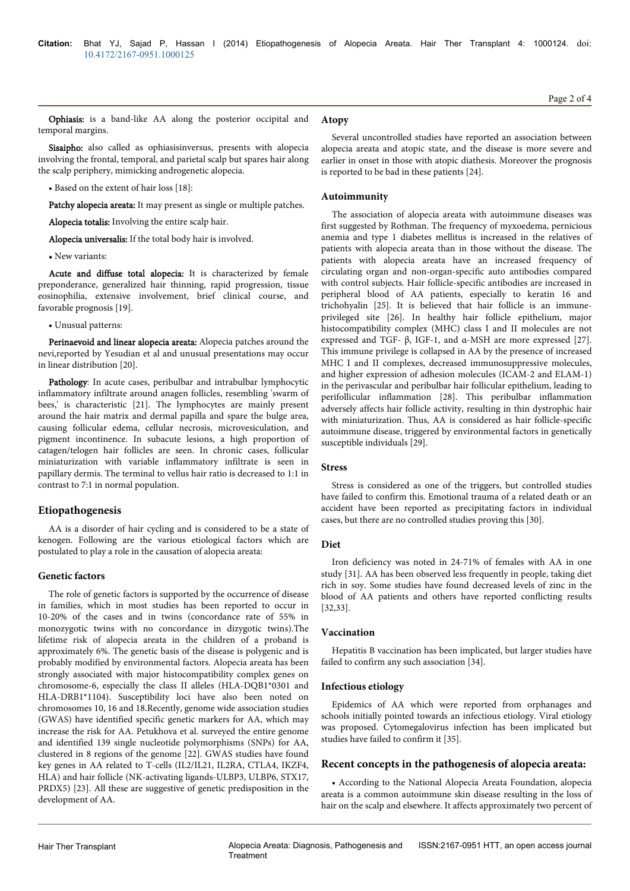**Ophiasis:** is a band-like AA along the posterior occipital and temporal margins.

**Sisaipho:** also called as ophiasisinversus, presents with alopecia involving the frontal, temporal, and parietal scalp but spares hair along the scalp periphery, mimicking androgenetic alopecia.

• Based on the extent of hair loss [18]:

**Patchy alopecia areata:** It may present as single or multiple patches.

**Alopecia totalis:** Involving the entire scalp hair.

**Alopecia universalis:** If the total body hair is involved.

• New variants:

**Acute and diffuse total alopecia:** It is characterized by female preponderance, generalized hair thinning, rapid progression, tissue eosinophilia, extensive involvement, brief clinical course, and favorable prognosis [19].

• Unusual patterns:

**Perinaevoid and linear alopecia areata:** Alopecia patches around the nevi,reported by Yesudian et al and unusual presentations may occur in linear distribution [20].

**Pathology**: In acute cases, peribulbar and intrabulbar lymphocytic inflammatory infiltrate around anagen follicles, resembling 'swarm of bees,' is characteristic [21]. The lymphocytes are mainly present around the hair matrix and dermal papilla and spare the bulge area, causing follicular edema, cellular necrosis, microvesiculation, and pigment incontinence. In subacute lesions, a high proportion of catagen/telogen hair follicles are seen. In chronic cases, follicular miniaturization with variable inflammatory infiltrate is seen in papillary dermis. The terminal to vellus hair ratio is decreased to 1:1 in contrast to 7:1 in normal population.

## Etiopathogenesis

AA is a disorder of hair cycling and is considered to be a state of kenogen. Following are the various etiological factors which are postulated to play a role in the causation of alopecia areata:

### Genetic factors

The role of genetic factors is supported by the occurrence of disease in families, which in most studies has been reported to occur in 10-20% of the cases and in twins (concordance rate of 55% in monozygotic twins with no concordance in dizygotic twins).The lifetime risk of alopecia areata in the children of a proband is approximately 6%. The genetic basis of the disease is polygenic and is probably modified by environmental factors. Alopecia areata has been strongly associated with major histocompatibility complex genes on chromosome-6, especially the class II alleles (HLA-DQB1*0301 and HLA-DRB1*1104). Susceptibility loci have also been noted on chromosomes 10, 16 and 18.Recently, genome wide association studies (GWAS) have identified specific genetic markers for AA, which may increase the risk for AA. Petukhova et al. surveyed the entire genome and identified 139 single nucleotide polymorphisms (SNPs) for AA, clustered in 8 regions of the genome [22]. GWAS studies have found key genes in AA related to T-cells (IL2/IL21, IL2RA, CTLA4, IKZF4, HLA) and hair follicle (NK-activating ligands-ULBP3, ULBP6, STX17, PRDX5) [23]. All these are suggestive of genetic predisposition in the development of AA.

### Atopy

Several uncontrolled studies have reported an association between alopecia areata and atopic state, and the disease is more severe and earlier in onset in those with atopic diathesis. Moreover the prognosis is reported to be bad in these patients [24].

### Autoimmunity

The association of alopecia areata with autoimmune diseases was first suggested by Rothman. The frequency of myxoedema, pernicious anemia and type 1 diabetes mellitus is increased in the relatives of patients with alopecia areata than in those without the disease. The patients with alopecia areata have an increased frequency of circulating organ and non-organ-specific auto antibodies compared with control subjects. Hair follicle-specific antibodies are increased in peripheral blood of AA patients, especially to keratin 16 and trichohyalin [25]. It is believed that hair follicle is an immune-privileged site [26]. In healthy hair follicle epithelium, major histocompatibility complex (MHC) class I and II molecules are not expressed and TGF- β, IGF-1, and α-MSH are more expressed [27]. This immune privilege is collapsed in AA by the presence of increased MHC I and II complexes, decreased immunosuppressive molecules, and higher expression of adhesion molecules (ICAM-2 and ELAM-1) in the perivascular and peribulbar hair follicular epithelium, leading to perifollicular inflammation [28]. This peribulbar inflammation adversely affects hair follicle activity, resulting in thin dystrophic hair with miniaturization. Thus, AA is considered as hair follicle-specific autoimmune disease, triggered by environmental factors in genetically susceptible individuals [29].

### Stress

Stress is considered as one of the triggers, but controlled studies have failed to confirm this. Emotional trauma of a related death or an accident have been reported as precipitating factors in individual cases, but there are no controlled studies proving this [30].

### Diet

Iron deficiency was noted in 24-71% of females with AA in one study [31]. AA has been observed less frequently in people, taking diet rich in soy. Some studies have found decreased levels of zinc in the blood of AA patients and others have reported conflicting results [32,33].

### Vaccination

Hepatitis B vaccination has been implicated, but larger studies have failed to confirm any such association [34].

### Infectious etiology

Epidemics of AA which were reported from orphanages and schools initially pointed towards an infectious etiology. Viral etiology was proposed. Cytomegalovirus infection has been implicated but studies have failed to confirm it [35].

## Recent concepts in the pathogenesis of alopecia areata:

• According to the National Alopecia Areata Foundation, alopecia areata is a common autoimmune skin disease resulting in the loss of hair on the scalp and elsewhere. It affects approximately two percent of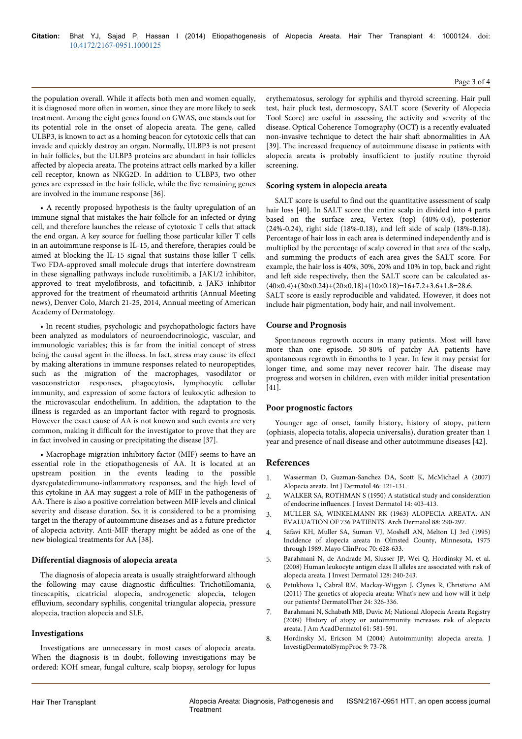the population overall. While it affects both men and women equally, it is diagnosed more often in women, since they are more likely to seek treatment. Among the eight genes found on GWAS, one stands out for its potential role in the onset of alopecia areata. The gene, called ULBP3, is known to act as a homing beacon for cytotoxic cells that can invade and quickly destroy an organ. Normally, ULBP3 is not present in hair follicles, but the ULBP3 proteins are abundant in hair follicles affected by alopecia areata. The proteins attract cells marked by a killer cell receptor, known as NKG2D. In addition to ULBP3, two other genes are expressed in the hair follicle, while the five remaining genes are involved in the immune response [36].

- A recently proposed hypothesis is the faulty upregulation of an immune signal that mistakes the hair follicle for an infected or dying cell, and therefore launches the release of cytotoxic T cells that attack the end organ. A key source for fuelling those particular killer T cells in an autoimmune response is IL-15, and therefore, therapies could be aimed at blocking the IL-15 signal that sustains those killer T cells. Two FDA-approved small molecule drugs that interfere downstream in these signalling pathways include ruxolitimib, a JAK1/2 inhibitor, approved to treat myelofibrosis, and tofacitinib, a JAK3 inhibitor approved for the treatment of rheumatoid arthritis (Annual Meeting news), Denver Colo, March 21-25, 2014, Annual meeting of American Academy of Dermatology.

- In recent studies, psychologic and psychopathologic factors have been analyzed as modulators of neuroendocrinologic, vascular, and immunologic variables; this is far from the initial concept of stress being the causal agent in the illness. In fact, stress may cause its effect by making alterations in immune responses related to neuropeptides, such as the migration of the macrophages, vasodilator or vasoconstrictor responses, phagocytosis, lymphocytic cellular immunity, and expression of some factors of leukocytic adhesion to the microvascular endothelium. In addition, the adaptation to the illness is regarded as an important factor with regard to prognosis. However the exact cause of AA is not known and such events are very common, making it difficult for the investigator to prove that they are in fact involved in causing or precipitating the disease [37].

- Macrophage migration inhibitory factor (MIF) seems to have an essential role in the etiopathogenesis of AA. It is located at an upstream position in the events leading to the possible dysregulatedimmuno-inflammatory responses, and the high level of this cytokine in AA may suggest a role of MIF in the pathogenesis of AA. There is also a positive correlation between MIF levels and clinical severity and disease duration. So, it is considered to be a promising target in the therapy of autoimmune diseases and as a future predictor of alopecia activity. Anti-MIF therapy might be added as one of the new biological treatments for AA [38].

### Differential diagnosis of alopecia areata

The diagnosis of alopecia areata is usually straightforward although the following may cause diagnostic difficulties: Trichotillomania, tineacapitis, cicatricial alopecia, androgenetic alopecia, telogen effluvium, secondary syphilis, congenital triangular alopecia, pressure alopecia, traction alopecia and SLE.

### Investigations

Investigations are unnecessary in most cases of alopecia areata. When the diagnosis is in doubt, following investigations may be ordered: KOH smear, fungal culture, scalp biopsy, serology for lupus erythematosus, serology for syphilis and thyroid screening. Hair pull test, hair pluck test, dermoscopy, SALT score (Severity of Alopecia Tool Score) are useful in assessing the activity and severity of the disease. Optical Coherence Tomography (OCT) is a recently evaluated non-invasive technique to detect the hair shaft abnormalities in AA [39]. The increased frequency of autoimmune disease in patients with alopecia areata is probably insufficient to justify routine thyroid screening.

### Scoring system in alopecia areata

SALT score is useful to find out the quantitative assessment of scalp hair loss [40]. In SALT score the entire scalp in divided into 4 parts based on the surface area, Vertex (top) (40%-0.4), posterior (24%-0.24), right side (18%-0.18), and left side of scalp (18%-0.18). Percentage of hair loss in each area is determined independently and is multiplied by the percentage of scalp covered in that area of the scalp, and summing the products of each area gives the SALT score. For example, the hair loss is 40%, 30%, 20% and 10% in top, back and right and left side respectively, then the SALT score can be calculated as-$(40\times0.4)+(30\times0.24)+(20\times0.18)+(10\times0.18)=16+7.2+3.6+1.8=28.6$.
SALT score is easily reproducible and validated. However, it does not include hair pigmentation, body hair, and nail involvement.

### Course and Prognosis

Spontaneous regrowth occurs in many patients. Most will have more than one episode. 50-80% of patchy AA patients have spontaneous regrowth in 6months to 1 year. In few it may persist for longer time, and some may never recover hair. The disease may progress and worsen in children, even with milder initial presentation [41].

### Poor prognostic factors

Younger age of onset, family history, history of atopy, pattern (ophiasis, alopecia totalis, alopecia universalis), duration greater than 1 year and presence of nail disease and other autoimmune diseases [42].

## References

1. Wasserman D, Guzman-Sanchez DA, Scott K, McMichael A (2007) Alopecia areata. Int J Dermatol 46: 121-131.
2. WALKER SA, ROTHMAN S (1950) A statistical study and consideration of endocrine influences. J Invest Dermatol 14: 403-413.
3. MULLER SA, WINKELMANN RK (1963) ALOPECIA AREATA. AN EVALUATION OF 736 PATIENTS. Arch Dermatol 88: 290-297.
4. Safavi KH, Muller SA, Suman VJ, Moshell AN, Melton LJ 3rd (1995) Incidence of alopecia areata in Olmsted County, Minnesota, 1975 through 1989. Mayo ClinProc 70: 628-633.
5. Barahmani N, de Andrade M, Slusser JP, Wei Q, Hordinsky M, et al. (2008) Human leukocyte antigen class II alleles are associated with risk of alopecia areata. J Invest Dermatol 128: 240-243.
6. Petukhova L, Cabral RM, Mackay-Wiggan J, Clynes R, Christiano AM (2011) The genetics of alopecia areata: What's new and how will it help our patients? DermatolTher 24: 326-336.
7. Barahmani N, Schabath MB, Duvic M; National Alopecia Areata Registry (2009) History of atopy or autoimmunity increases risk of alopecia areata. J Am AcadDermatol 61: 581-591.
8. Hordinsky M, Ericson M (2004) Autoimmunity: alopecia areata. J InvestigDermatolSympProc 9: 73-78.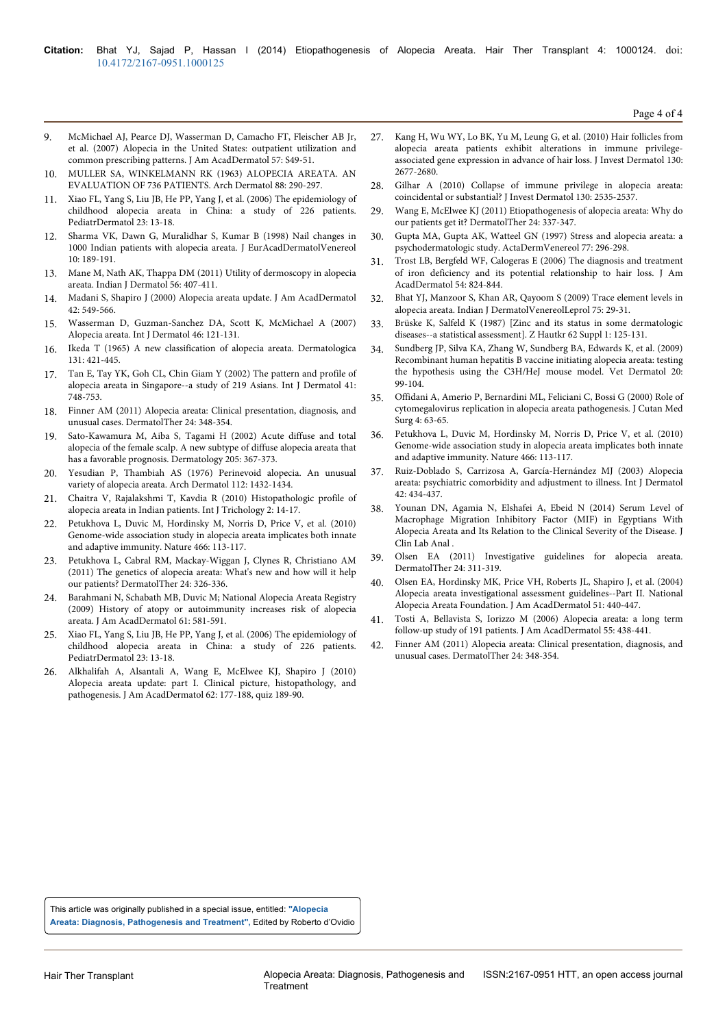9. McMichael AJ, Pearce DJ, Wasserman D, Camacho FT, Fleischer AB Jr, et al. (2007) Alopecia in the United States: outpatient utilization and common prescribing patterns. J Am AcadDermatol 57: S49-51.
10. MULLER SA, WINKELMANN RK (1963) ALOPECIA AREATA. AN EVALUATION OF 736 PATIENTS. Arch Dermatol 88: 290-297.
11. Xiao FL, Yang S, Liu JB, He PP, Yang J, et al. (2006) The epidemiology of childhood alopecia areata in China: a study of 226 patients. PediatrDermatol 23: 13-18.
12. Sharma VK, Dawn G, Muralidhar S, Kumar B (1998) Nail changes in 1000 Indian patients with alopecia areata. J EurAcadDermatolVenereol 10: 189-191.
13. Mane M, Nath AK, Thappa DM (2011) Utility of dermoscopy in alopecia areata. Indian J Dermatol 56: 407-411.
14. Madani S, Shapiro J (2000) Alopecia areata update. J Am AcadDermatol 42: 549-566.
15. Wasserman D, Guzman-Sanchez DA, Scott K, McMichael A (2007) Alopecia areata. Int J Dermatol 46: 121-131.
16. Ikeda T (1965) A new classification of alopecia areata. Dermatologica 131: 421-445.
17. Tan E, Tay YK, Goh CL, Chin Giam Y (2002) The pattern and profile of alopecia areata in Singapore--a study of 219 Asians. Int J Dermatol 41: 748-753.
18. Finner AM (2011) Alopecia areata: Clinical presentation, diagnosis, and unusual cases. DermatolTher 24: 348-354.
19. Sato-Kawamura M, Aiba S, Tagami H (2002) Acute diffuse and total alopecia of the female scalp. A new subtype of diffuse alopecia areata that has a favorable prognosis. Dermatology 205: 367-373.
20. Yesudian P, Thambiah AS (1976) Perinevoid alopecia. An unusual variety of alopecia areata. Arch Dermatol 112: 1432-1434.
21. Chaitra V, Rajalakshmi T, Kavdia R (2010) Histopathologic profile of alopecia areata in Indian patients. Int J Trichology 2: 14-17.
22. Petukhova L, Duvic M, Hordinsky M, Norris D, Price V, et al. (2010) Genome-wide association study in alopecia areata implicates both innate and adaptive immunity. Nature 466: 113-117.
23. Petukhova L, Cabral RM, Mackay-Wiggan J, Clynes R, Christiano AM (2011) The genetics of alopecia areata: What's new and how will it help our patients? DermatolTher 24: 326-336.
24. Barahmani N, Schabath MB, Duvic M; National Alopecia Areata Registry (2009) History of atopy or autoimmunity increases risk of alopecia areata. J Am AcadDermatol 61: 581-591.
25. Xiao FL, Yang S, Liu JB, He PP, Yang J, et al. (2006) The epidemiology of childhood alopecia areata in China: a study of 226 patients. PediatrDermatol 23: 13-18.
26. Alkhalifah A, Alsantali A, Wang E, McElwee KJ, Shapiro J (2010) Alopecia areata update: part I. Clinical picture, histopathology, and pathogenesis. J Am AcadDermatol 62: 177-188, quiz 189-90.
27. Kang H, Wu WY, Lo BK, Yu M, Leung G, et al. (2010) Hair follicles from alopecia areata patients exhibit alterations in immune privilege-associated gene expression in advance of hair loss. J Invest Dermatol 130: 2677-2680.
28. Gilhar A (2010) Collapse of immune privilege in alopecia areata: coincidental or substantial? J Invest Dermatol 130: 2535-2537.
29. Wang E, McElwee KJ (2011) Etiopathogenesis of alopecia areata: Why do our patients get it? DermatolTher 24: 337-347.
30. Gupta MA, Gupta AK, Watteel GN (1997) Stress and alopecia areata: a psychodermatologic study. ActaDermVenereol 77: 296-298.
31. Trost LB, Bergfeld WF, Calogeras E (2006) The diagnosis and treatment of iron deficiency and its potential relationship to hair loss. J Am AcadDermatol 54: 824-844.
32. Bhat YJ, Manzoor S, Khan AR, Qayoom S (2009) Trace element levels in alopecia areata. Indian J DermatolVenereolLeprol 75: 29-31.
33. Brüske K, Salfeld K (1987) [Zinc and its status in some dermatologic diseases--a statistical assessment]. Z Hautkr 62 Suppl 1: 125-131.
34. Sundberg JP, Silva KA, Zhang W, Sundberg BA, Edwards K, et al. (2009) Recombinant human hepatitis B vaccine initiating alopecia areata: testing the hypothesis using the C3H/HeJ mouse model. Vet Dermatol 20: 99-104.
35. Offidani A, Amerio P, Bernardini ML, Feliciani C, Bossi G (2000) Role of cytomegalovirus replication in alopecia areata pathogenesis. J Cutan Med Surg 4: 63-65.
36. Petukhova L, Duvic M, Hordinsky M, Norris D, Price V, et al. (2010) Genome-wide association study in alopecia areata implicates both innate and adaptive immunity. Nature 466: 113-117.
37. Ruiz-Doblado S, Carrizosa A, García-Hernández MJ (2003) Alopecia areata: psychiatric comorbidity and adjustment to illness. Int J Dermatol 42: 434-437.
38. Younan DN, Agamia N, Elshafei A, Ebeid N (2014) Serum Level of Macrophage Migration Inhibitory Factor (MIF) in Egyptians With Alopecia Areata and Its Relation to the Clinical Severity of the Disease. J Clin Lab Anal .
39. Olsen EA (2011) Investigative guidelines for alopecia areata. DermatolTher 24: 311-319.
40. Olsen EA, Hordinsky MK, Price VH, Roberts JL, Shapiro J, et al. (2004) Alopecia areata investigational assessment guidelines--Part II. National Alopecia Areata Foundation. J Am AcadDermatol 51: 440-447.
41. Tosti A, Bellavista S, Iorizzo M (2006) Alopecia areata: a long term follow-up study of 191 patients. J Am AcadDermatol 55: 438-441.
42. Finner AM (2011) Alopecia areata: Clinical presentation, diagnosis, and unusual cases. DermatolTher 24: 348-354.

This article was originally published in a special issue, entitled: **"Alopecia Areata: Diagnosis, Pathogenesis and Treatment"**, Edited by Roberto d'Ovidio